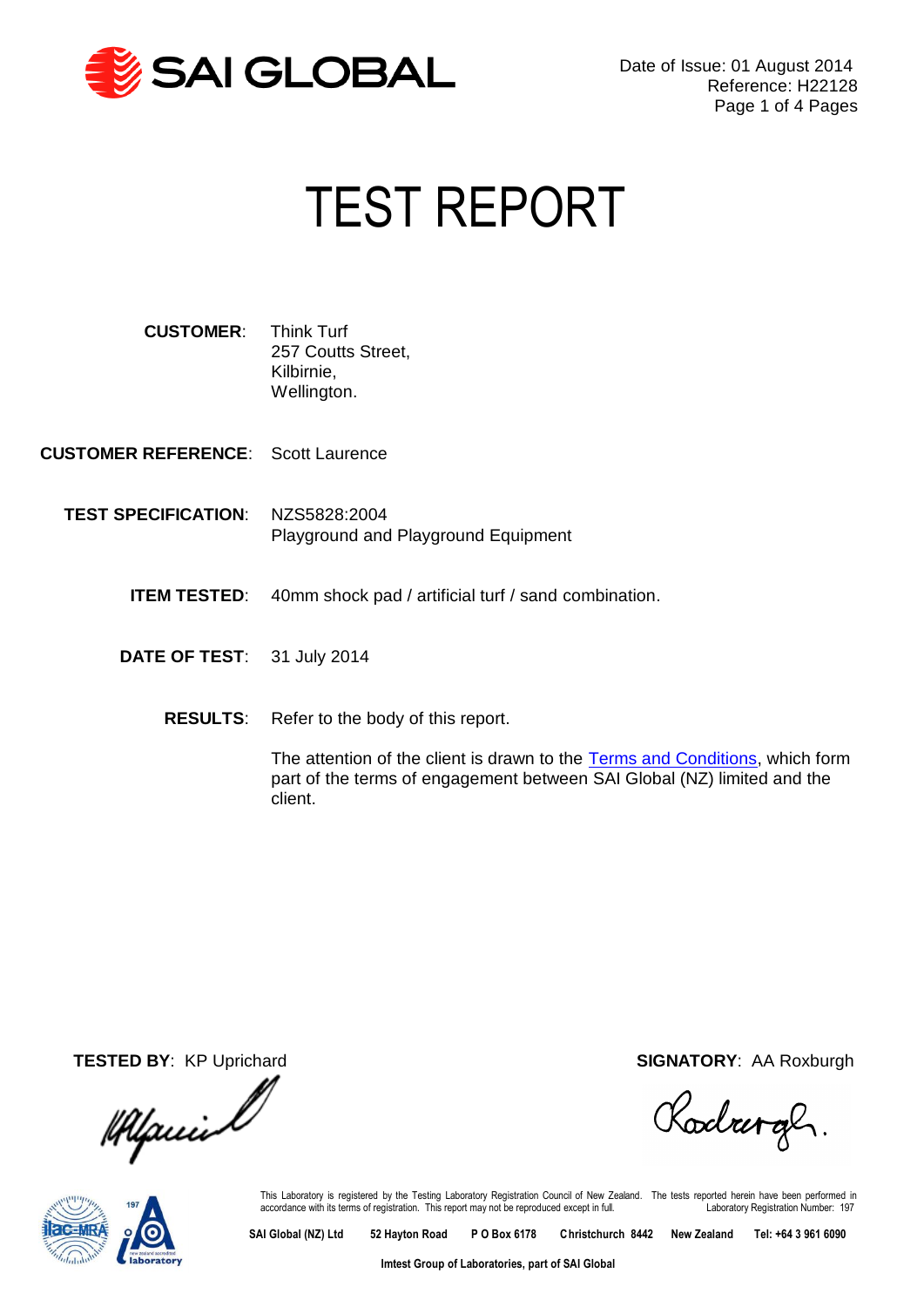SAI GLOBAL

Date of Issue: 01 August 2014
Reference: H22128

# TEST REPORT

**CUSTOMER**: Think Turf
257 Coutts Street,
Kilbirnie,
Wellington.

**CUSTOMER REFERENCE**: Scott Laurence

**TEST SPECIFICATION**: NZS5828:2004
Playground and Playground Equipment

**ITEM TESTED**: 40mm shock pad / artificial turf / sand combination.

**DATE OF TEST**: 31 July 2014

**RESULTS**: Refer to the body of this report.

The attention of the client is drawn to the Terms and Conditions, which form part of the terms of engagement between SAI Global (NZ) limited and the client.

**TESTED BY**: KP Uprichard

**SIGNATORY**: AA Roxburgh

This Laboratory is registered by the Testing Laboratory Registration Council of New Zealand. The tests reported herein have been performed in accordance with its terms of registration. This report may not be reproduced except in full. Laboratory Registration Number: 197

SAI Global (NZ) Ltd 52 Hayton Road P O Box 6178 Christchurch 8442 New Zealand Tel: +64 3 961 6090

Imtest Group of Laboratories, part of SAI Global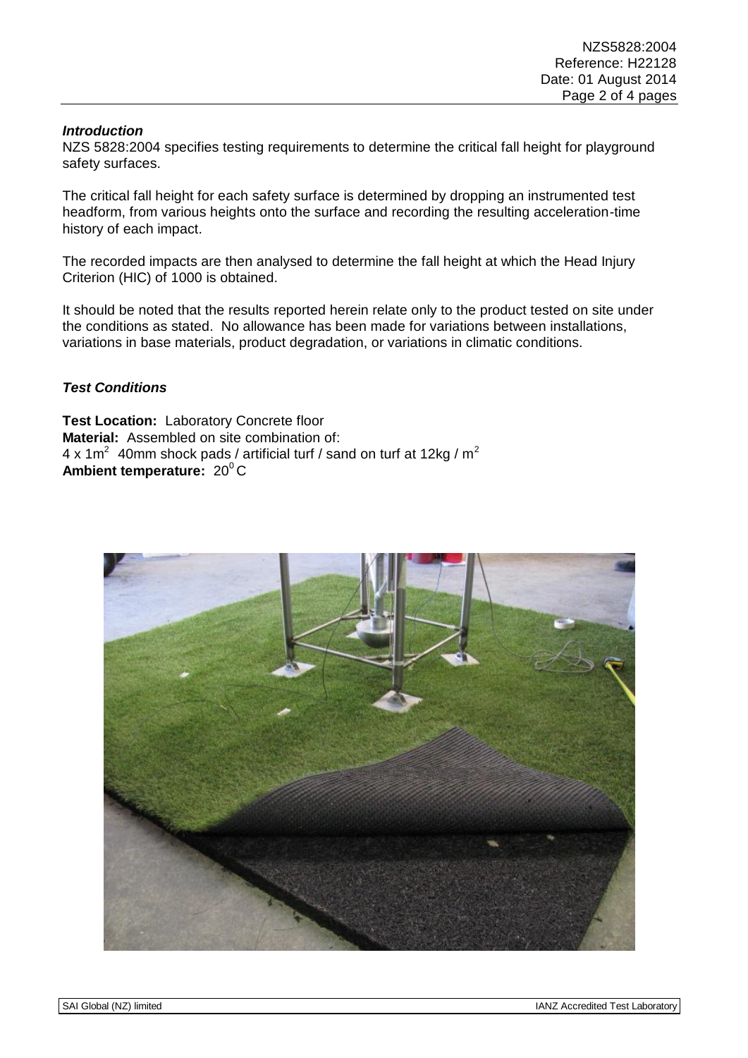### *Introduction*

NZS 5828:2004 specifies testing requirements to determine the critical fall height for playground safety surfaces.

The critical fall height for each safety surface is determined by dropping an instrumented test headform, from various heights onto the surface and recording the resulting acceleration-time history of each impact.

The recorded impacts are then analysed to determine the fall height at which the Head Injury Criterion (HIC) of 1000 is obtained.

It should be noted that the results reported herein relate only to the product tested on site under the conditions as stated. No allowance has been made for variations between installations, variations in base materials, product degradation, or variations in climatic conditions.

### *Test Conditions*

**Test Location:** Laboratory Concrete floor
**Material:** Assembled on site combination of:
4 x 1m$^2$ 40mm shock pads / artificial turf / sand on turf at 12kg / m$^2$
**Ambient temperature:** 20$^0$C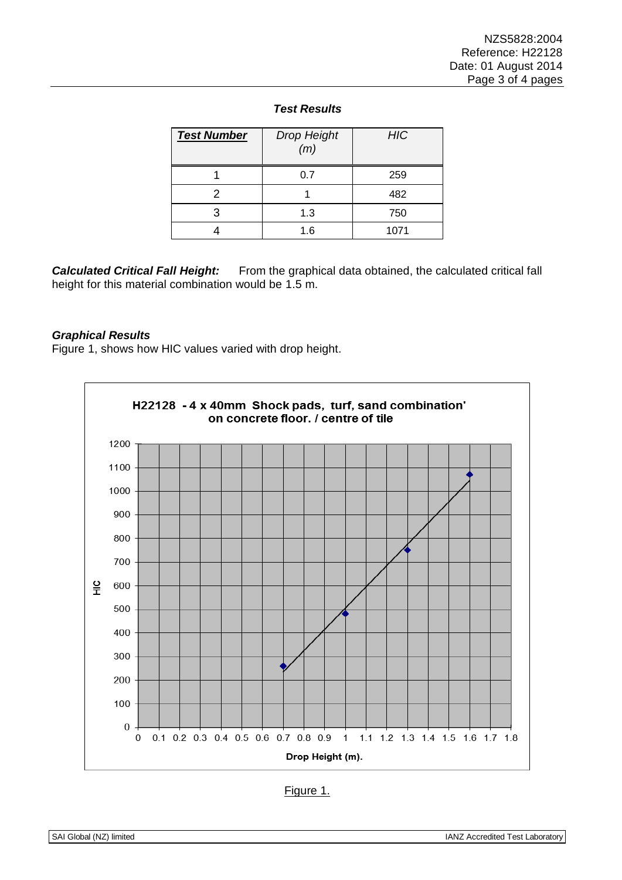### *Test Results*

| ***Test Number*** | *Drop Height (m)* | *HIC* |
|---|---|---|
| 1 | 0.7 | 259 |
| 2 | 1 | 482 |
| 3 | 1.3 | 750 |
| 4 | 1.6 | 1071 |

***Calculated Critical Fall Height:*** From the graphical data obtained, the calculated critical fall height for this material combination would be 1.5 m.

### *Graphical Results*

Figure 1, shows how HIC values varied with drop height.

Figure 1.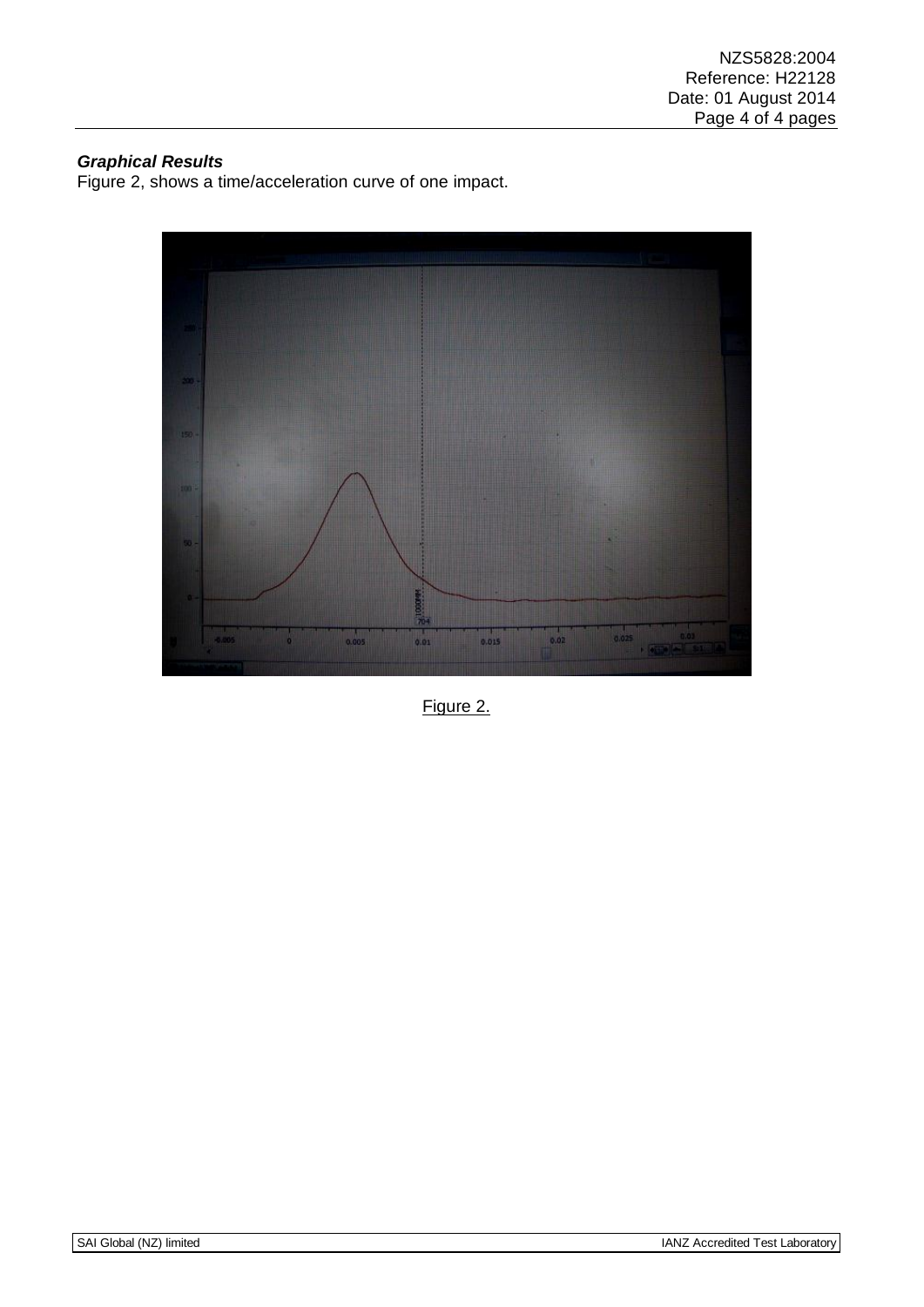***Graphical Results***

Figure 2, shows a time/acceleration curve of one impact.

250

200

150

100

50

0

-0.005 0 0.005 0.01 0.015 0.02 0.025 0.03

Figure 2.